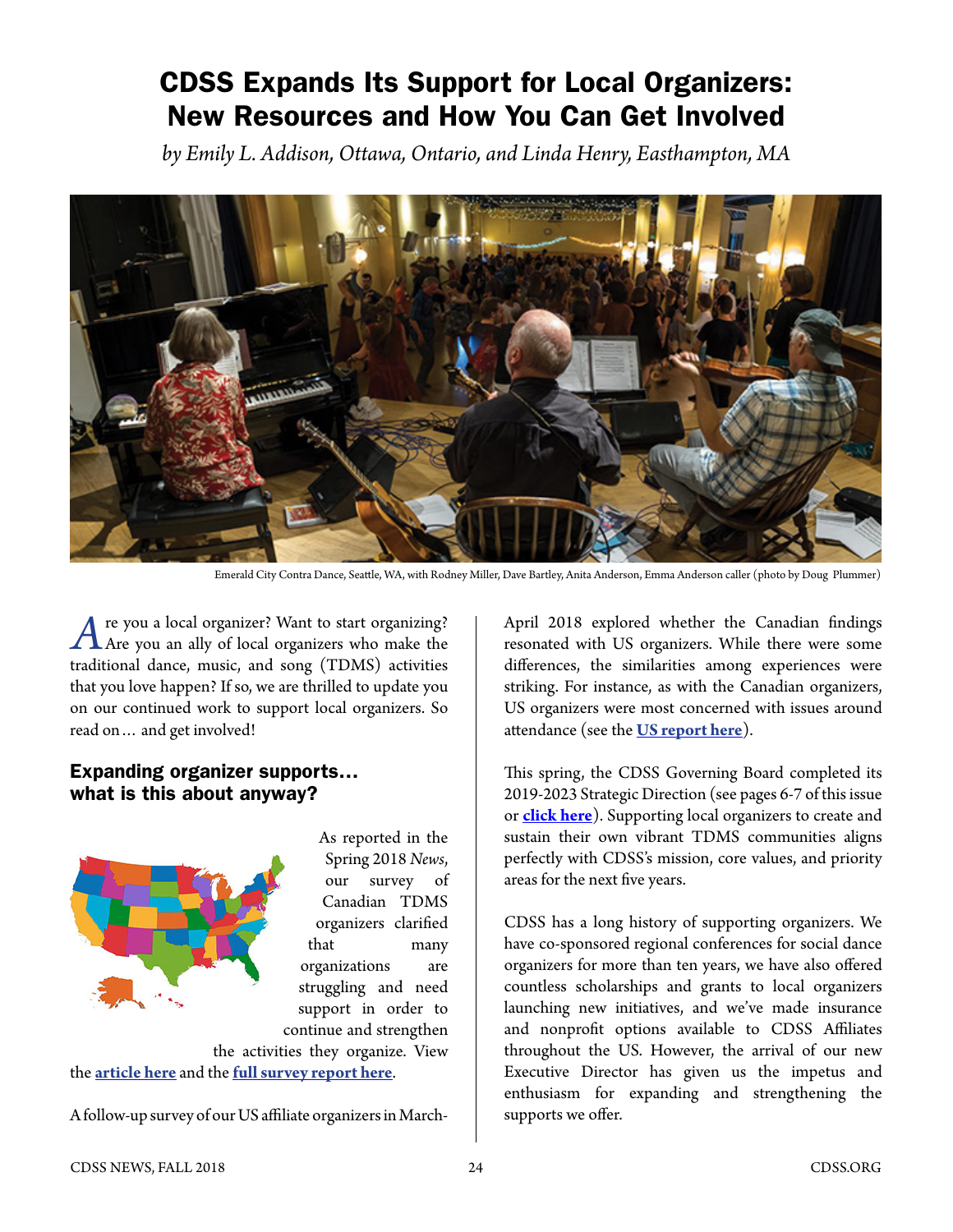# CDSS Expands Its Support for Local Organizers: New Resources and How You Can Get Involved

*by Emily L. Addison, Ottawa, Ontario, and Linda Henry, Easthampton, MA*

Emerald City Contra Dance, Seattle, WA, with Rodney Miller, Dave Bartley, Anita Anderson, Emma Anderson caller (photo by Doug Plummer)

Are you a local organizer? Want to start organizing? Are you an ally of local organizers who make the traditional dance, music, and song (TDMS) activities that you love happen? If so, we are thrilled to update you on our continued work to support local organizers. So read on… and get involved!

## Expanding organizer supports… what is this about anyway?

As reported in the Spring 2018 *News*, our survey of Canadian TDMS organizers clarified that many organizations are struggling and need support in order to continue and strengthen the activities they organize. View the **article here** and the **full survey report here**.

A follow-up survey of our US affiliate organizers in March-April 2018 explored whether the Canadian findings resonated with US organizers. While there were some differences, the similarities among experiences were striking. For instance, as with the Canadian organizers, US organizers were most concerned with issues around attendance (see the **US report here**).

This spring, the CDSS Governing Board completed its 2019-2023 Strategic Direction (see pages 6-7 of this issue or **click here**). Supporting local organizers to create and sustain their own vibrant TDMS communities aligns perfectly with CDSS's mission, core values, and priority areas for the next five years.

CDSS has a long history of supporting organizers. We have co-sponsored regional conferences for social dance organizers for more than ten years, we have also offered countless scholarships and grants to local organizers launching new initiatives, and we've made insurance and nonprofit options available to CDSS Affiliates throughout the US. However, the arrival of our new Executive Director has given us the impetus and enthusiasm for expanding and strengthening the supports we offer.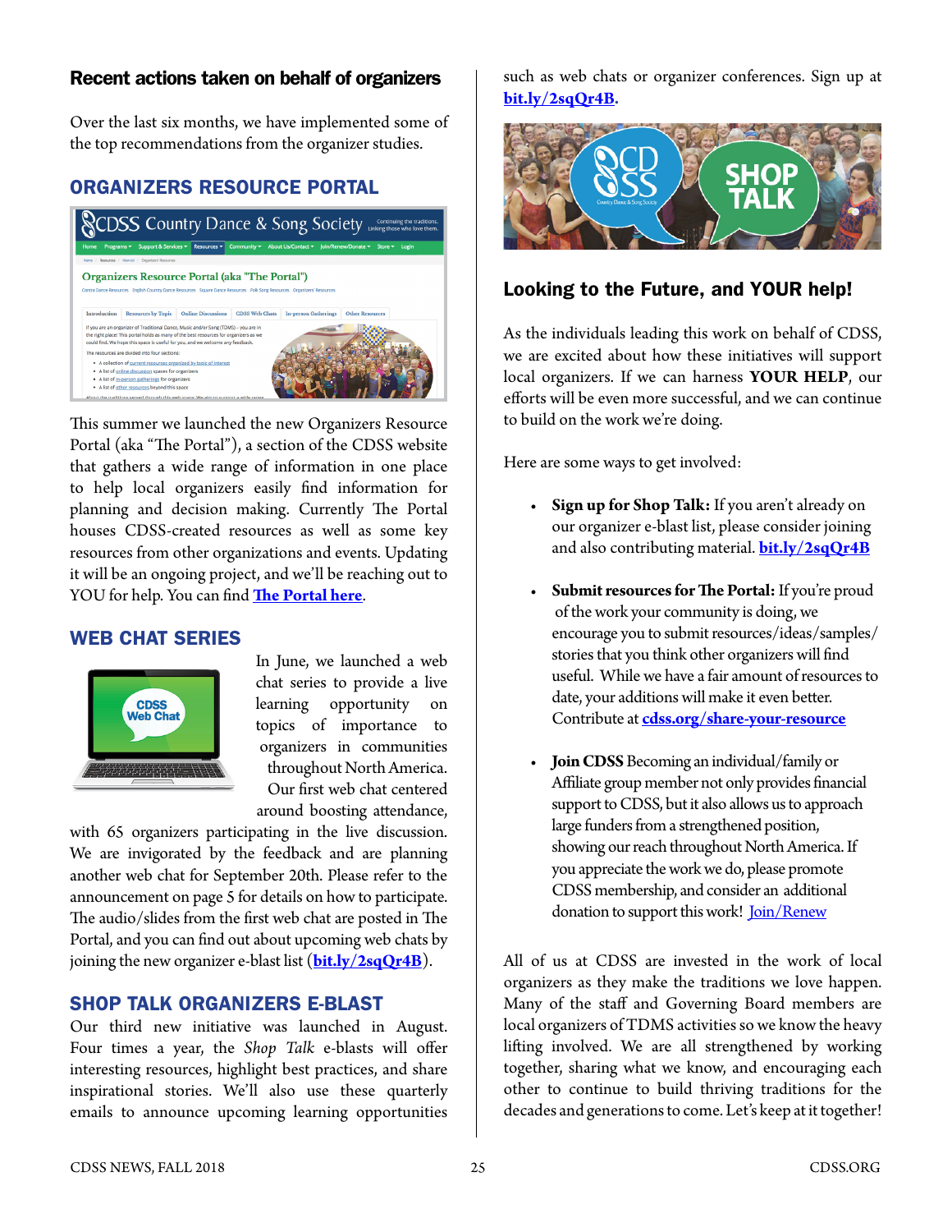### Recent actions taken on behalf of organizers

Over the last six months, we have implemented some of the top recommendations from the organizer studies.

## ORGANIZERS RESOURCE PORTAL

This summer we launched the new Organizers Resource Portal (aka "The Portal"), a section of the CDSS website that gathers a wide range of information in one place to help local organizers easily find information for planning and decision making. Currently The Portal houses CDSS-created resources as well as some key resources from other organizations and events. Updating it will be an ongoing project, and we'll be reaching out to YOU for help. You can find **The Portal here**.

## WEB CHAT SERIES

In June, we launched a web chat series to provide a live learning opportunity on topics of importance to organizers in communities throughout North America. Our first web chat centered around boosting attendance, with 65 organizers participating in the live discussion. We are invigorated by the feedback and are planning another web chat for September 20th. Please refer to the announcement on page 5 for details on how to participate. The audio/slides from the first web chat are posted in The Portal, and you can find out about upcoming web chats by joining the new organizer e-blast list (**bit.ly/2sqQr4B**).

## SHOP TALK ORGANIZERS E-BLAST

Our third new initiative was launched in August. Four times a year, the *Shop Talk* e-blasts will offer interesting resources, highlight best practices, and share inspirational stories. We'll also use these quarterly emails to announce upcoming learning opportunities such as web chats or organizer conferences. Sign up at **bit.ly/2sqQr4B**.

### Looking to the Future, and YOUR help!

As the individuals leading this work on behalf of CDSS, we are excited about how these initiatives will support local organizers. If we can harness **YOUR HELP**, our efforts will be even more successful, and we can continue to build on the work we're doing.

Here are some ways to get involved:

- **Sign up for Shop Talk:** If you aren't already on our organizer e-blast list, please consider joining and also contributing material. **bit.ly/2sqQr4B**
- **Submit resources for The Portal:** If you're proud of the work your community is doing, we encourage you to submit resources/ideas/samples/stories that you think other organizers will find useful. While we have a fair amount of resources to date, your additions will make it even better. Contribute at **cdss.org/share-your-resource**
- **Join CDSS** Becoming an individual/family or Affiliate group member not only provides financial support to CDSS, but it also allows us to approach large funders from a strengthened position, showing our reach throughout North America. If you appreciate the work we do, please promote CDSS membership, and consider an additional donation to support this work! Join/Renew

All of us at CDSS are invested in the work of local organizers as they make the traditions we love happen. Many of the staff and Governing Board members are local organizers of TDMS activities so we know the heavy lifting involved. We are all strengthened by working together, sharing what we know, and encouraging each other to continue to build thriving traditions for the decades and generations to come. Let's keep at it together!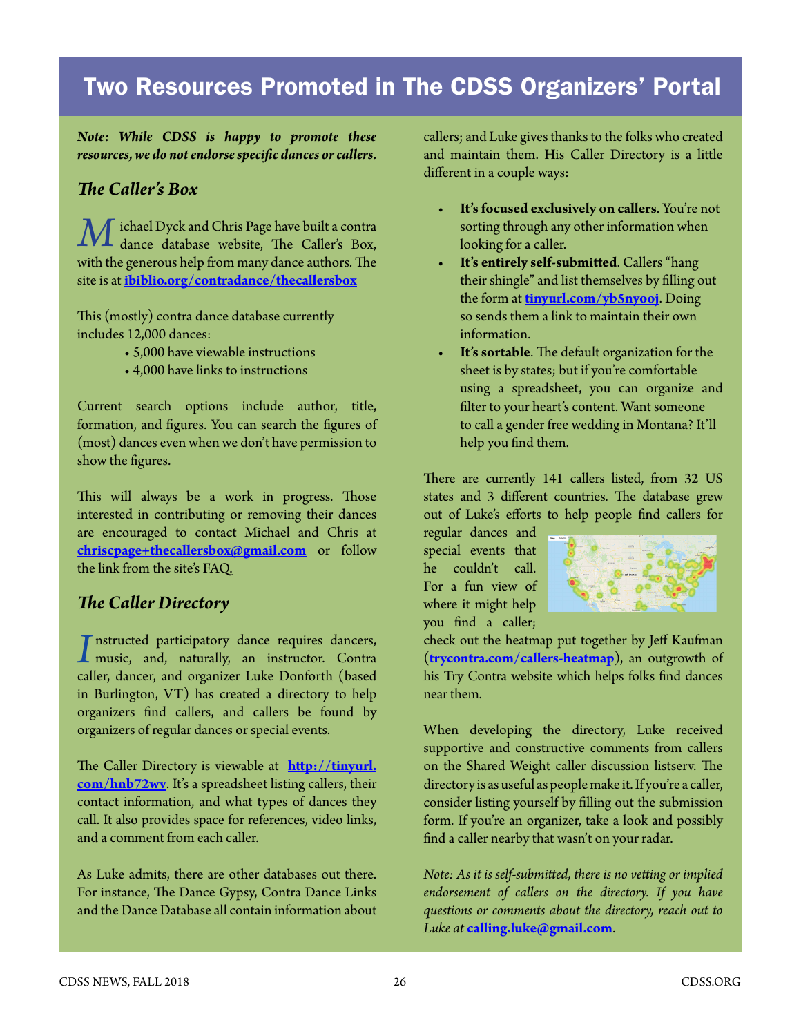# Two Resources Promoted in The CDSS Organizers' Portal

***Note: While CDSS is happy to promote these resources, we do not endorse specific dances or callers.***

## *The Caller's Box*

Michael Dyck and Chris Page have built a contra dance database website, The Caller's Box, with the generous help from many dance authors. The site is at **ibiblio.org/contradance/thecallersbox**

This (mostly) contra dance database currently includes 12,000 dances:

- 5,000 have viewable instructions
- 4,000 have links to instructions

Current search options include author, title, formation, and figures. You can search the figures of (most) dances even when we don't have permission to show the figures.

This will always be a work in progress. Those interested in contributing or removing their dances are encouraged to contact Michael and Chris at **chriscpage+thecallersbox@gmail.com** or follow the link from the site's FAQ.

## *The Caller Directory*

Instructed participatory dance requires dancers, music, and, naturally, an instructor. Contra caller, dancer, and organizer Luke Donforth (based in Burlington, VT) has created a directory to help organizers find callers, and callers be found by organizers of regular dances or special events.

The Caller Directory is viewable at **http://tinyurl.com/hnb72wv**. It's a spreadsheet listing callers, their contact information, and what types of dances they call. It also provides space for references, video links, and a comment from each caller.

As Luke admits, there are other databases out there. For instance, The Dance Gypsy, Contra Dance Links and the Dance Database all contain information about callers; and Luke gives thanks to the folks who created and maintain them. His Caller Directory is a little different in a couple ways:

- **It's focused exclusively on callers**. You're not sorting through any other information when looking for a caller.
- **It's entirely self-submitted**. Callers "hang their shingle" and list themselves by filling out the form at **tinyurl.com/yb5nyooj**. Doing so sends them a link to maintain their own information.
- **It's sortable**. The default organization for the sheet is by states; but if you're comfortable using a spreadsheet, you can organize and filter to your heart's content. Want someone to call a gender free wedding in Montana? It'll help you find them.

There are currently 141 callers listed, from 32 US states and 3 different countries. The database grew out of Luke's efforts to help people find callers for regular dances and special events that he couldn't call. For a fun view of where it might help you find a caller; check out the heatmap put together by Jeff Kaufman (**trycontra.com/callers-heatmap**), an outgrowth of his Try Contra website which helps folks find dances near them.

When developing the directory, Luke received supportive and constructive comments from callers on the Shared Weight caller discussion listserv. The directory is as useful as people make it. If you're a caller, consider listing yourself by filling out the submission form. If you're an organizer, take a look and possibly find a caller nearby that wasn't on your radar.

*Note: As it is self-submitted, there is no vetting or implied endorsement of callers on the directory. If you have questions or comments about the directory, reach out to Luke at* **calling.luke@gmail.com**.